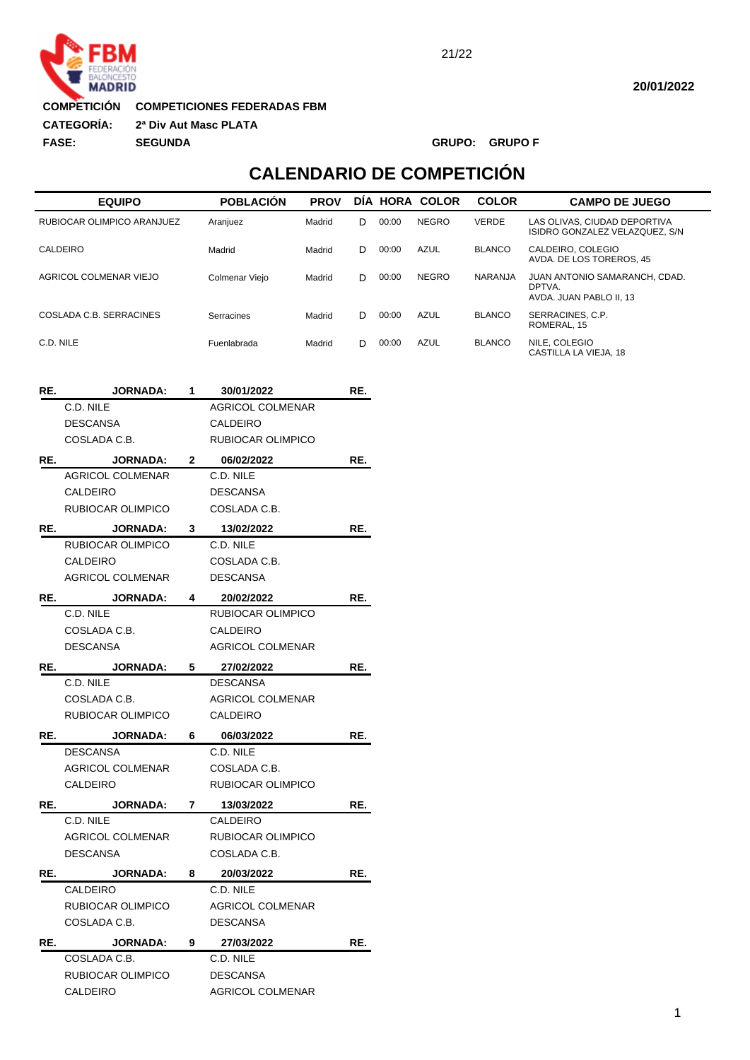**COMPETICIÓN** COMPETICIONES FEDERADAS FBM

**CATEGORÍA:** 2ª Div Aut Masc PLATA

**FASE:** SEGUNDA

**GRUPO:** GRUPO F

**20/01/2022**

# CALENDARIO DE COMPETICIÓN

| EQUIPO | POBLACIÓN | PROV | DÍA | HORA | COLOR | COLOR | CAMPO DE JUEGO |
|---|---|---|---|---|---|---|---|
| RUBIOCAR OLIMPICO ARANJUEZ | Aranjuez | Madrid | D | 00:00 | NEGRO | VERDE | LAS OLIVAS, CIUDAD DEPORTIVA ISIDRO GONZALEZ VELAZQUEZ, S/N |
| CALDEIRO | Madrid | Madrid | D | 00:00 | AZUL | BLANCO | CALDEIRO, COLEGIO AVDA. DE LOS TOREROS, 45 |
| AGRICOL COLMENAR VIEJO | Colmenar Viejo | Madrid | D | 00:00 | NEGRO | NARANJA | JUAN ANTONIO SAMARANCH, CDAD. DPTVA. AVDA. JUAN PABLO II, 13 |
| COSLADA C.B. SERRACINES | Serracines | Madrid | D | 00:00 | AZUL | BLANCO | SERRACINES, C.P. ROMERAL, 15 |
| C.D. NILE | Fuenlabrada | Madrid | D | 00:00 | AZUL | BLANCO | NILE, COLEGIO CASTILLA LA VIEJA, 18 |

| RE. | JORNADA: 1 | 30/01/2022 | RE. |
|---|---|---|---|
| | C.D. NILE | AGRICOL COLMENAR | |
| | DESCANSA | CALDEIRO | |
| | COSLADA C.B. | RUBIOCAR OLIMPICO | |

| RE. | JORNADA: 2 | 06/02/2022 | RE. |
|---|---|---|---|
| | AGRICOL COLMENAR | C.D. NILE | |
| | CALDEIRO | DESCANSA | |
| | RUBIOCAR OLIMPICO | COSLADA C.B. | |

| RE. | JORNADA: 3 | 13/02/2022 | RE. |
|---|---|---|---|
| | RUBIOCAR OLIMPICO | C.D. NILE | |
| | CALDEIRO | COSLADA C.B. | |
| | AGRICOL COLMENAR | DESCANSA | |

| RE. | JORNADA: 4 | 20/02/2022 | RE. |
|---|---|---|---|
| | C.D. NILE | RUBIOCAR OLIMPICO | |
| | COSLADA C.B. | CALDEIRO | |
| | DESCANSA | AGRICOL COLMENAR | |

| RE. | JORNADA: 5 | 27/02/2022 | RE. |
|---|---|---|---|
| | C.D. NILE | DESCANSA | |
| | COSLADA C.B. | AGRICOL COLMENAR | |
| | RUBIOCAR OLIMPICO | CALDEIRO | |

| RE. | JORNADA: 6 | 06/03/2022 | RE. |
|---|---|---|---|
| | DESCANSA | C.D. NILE | |
| | AGRICOL COLMENAR | COSLADA C.B. | |
| | CALDEIRO | RUBIOCAR OLIMPICO | |

| RE. | JORNADA: 7 | 13/03/2022 | RE. |
|---|---|---|---|
| | C.D. NILE | CALDEIRO | |
| | AGRICOL COLMENAR | RUBIOCAR OLIMPICO | |
| | DESCANSA | COSLADA C.B. | |

| RE. | JORNADA: 8 | 20/03/2022 | RE. |
|---|---|---|---|
| | CALDEIRO | C.D. NILE | |
| | RUBIOCAR OLIMPICO | AGRICOL COLMENAR | |
| | COSLADA C.B. | DESCANSA | |

| RE. | JORNADA: 9 | 27/03/2022 | RE. |
|---|---|---|---|
| | COSLADA C.B. | C.D. NILE | |
| | RUBIOCAR OLIMPICO | DESCANSA | |
| | CALDEIRO | AGRICOL COLMENAR | |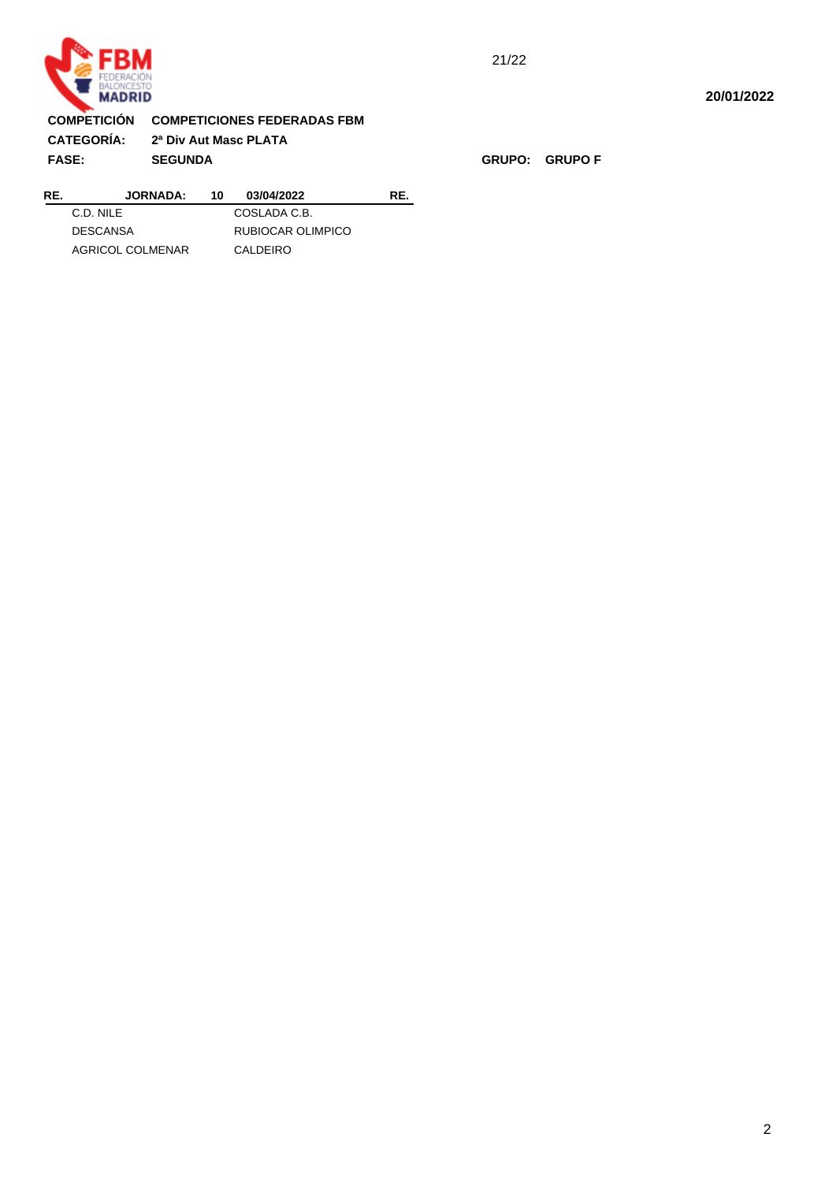21/22

**20/01/2022**

**COMPETICIÓN** **COMPETICIONES FEDERADAS FBM**

**CATEGORÍA:** **2ª Div Aut Masc PLATA**

**FASE:** **SEGUNDA** **GRUPO:** **GRUPO F**

| RE. | JORNADA: 10 | 03/04/2022 | RE. |
|---|---|---|---|
| | C.D. NILE | COSLADA C.B. | |
| | DESCANSA | RUBIOCAR OLIMPICO | |
| | AGRICOL COLMENAR | CALDEIRO | |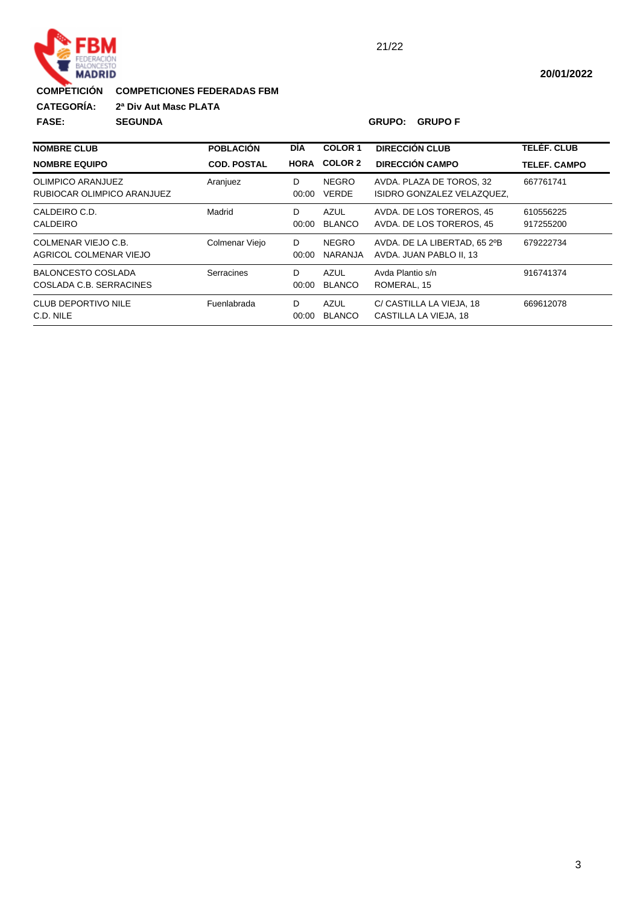**COMPETICIÓN** COMPETICIONES FEDERADAS FBM

**CATEGORÍA:** 2ª Div Aut Masc PLATA

**FASE:** SEGUNDA

**GRUPO:** GRUPO F

21/22

**20/01/2022**

| NOMBRE CLUB / NOMBRE EQUIPO | POBLACIÓN / COD. POSTAL | DÍA / HORA | COLOR 1 / COLOR 2 | DIRECCIÓN CLUB / DIRECCIÓN CAMPO | TELÉF. CLUB / TELEF. CAMPO |
|---|---|---|---|---|---|
| OLIMPICO ARANJUEZ<br>RUBIOCAR OLIMPICO ARANJUEZ | Aranjuez | D<br>00:00 | NEGRO<br>VERDE | AVDA. PLAZA DE TOROS, 32<br>ISIDRO GONZALEZ VELAZQUEZ, | 667761741 |
| CALDEIRO C.D.<br>CALDEIRO | Madrid | D<br>00:00 | AZUL<br>BLANCO | AVDA. DE LOS TOREROS, 45<br>AVDA. DE LOS TOREROS, 45 | 610556225<br>917255200 |
| COLMENAR VIEJO C.B.<br>AGRICOL COLMENAR VIEJO | Colmenar Viejo | D<br>00:00 | NEGRO<br>NARANJA | AVDA. DE LA LIBERTAD, 65 2ºB<br>AVDA. JUAN PABLO II, 13 | 679222734 |
| BALONCESTO COSLADA<br>COSLADA C.B. SERRACINES | Serracines | D<br>00:00 | AZUL<br>BLANCO | Avda Plantio s/n<br>ROMERAL, 15 | 916741374 |
| CLUB DEPORTIVO NILE<br>C.D. NILE | Fuenlabrada | D<br>00:00 | AZUL<br>BLANCO | C/ CASTILLA LA VIEJA, 18<br>CASTILLA LA VIEJA, 18 | 669612078 |